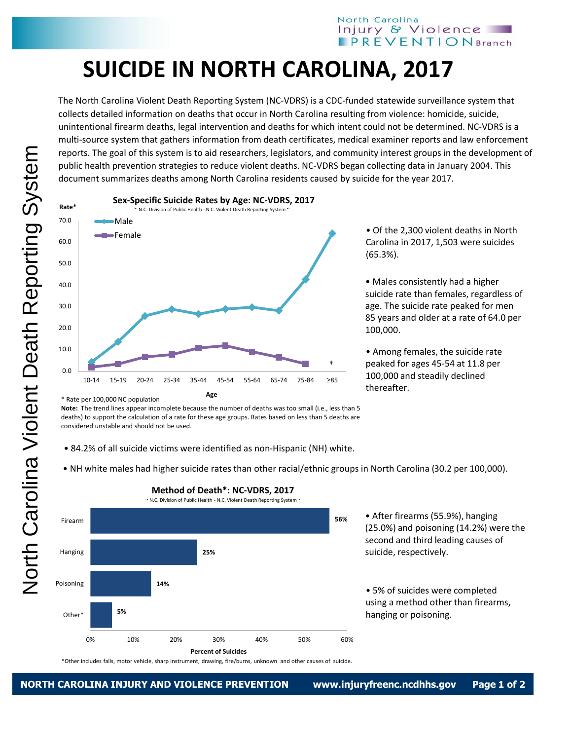# SUICIDE IN NORTH CAROLINA, 2017

The North Carolina Violent Death Reporting System (NC-VDRS) is a CDC-funded statewide surveillance system that collects detailed information on deaths that occur in North Carolina resulting from violence: homicide, suicide, unintentional firearm deaths, legal intervention and deaths for which intent could not be determined. NC-VDRS is a multi-source system that gathers information from death certificates, medical examiner reports and law enforcement reports. The goal of this system is to aid researchers, legislators, and community interest groups in the development of public health prevention strategies to reduce violent deaths. NC-VDRS began collecting data in January 2004. This document summarizes deaths among North Carolina residents caused by suicide for the year 2017.

**Sex-Specific Suicide Rates by Age: NC-VDRS, 2017**

~ N.C. Division of Public Health - N.C. Violent Death Reporting System ~

\* Rate per 100,000 NC population

**Note:** The trend lines appear incomplete because the number of deaths was too small (i.e., less than 5 deaths) to support the calculation of a rate for these age groups. Rates based on less than 5 deaths are considered unstable and should not be used.

- Of the 2,300 violent deaths in North Carolina in 2017, 1,503 were suicides (65.3%).
- Males consistently had a higher suicide rate than females, regardless of age. The suicide rate peaked for men 85 years and older at a rate of 64.0 per 100,000.
- Among females, the suicide rate peaked for ages 45-54 at 11.8 per 100,000 and steadily declined thereafter.

- 84.2% of all suicide victims were identified as non-Hispanic (NH) white.
- NH white males had higher suicide rates than other racial/ethnic groups in North Carolina (30.2 per 100,000).

**Method of Death\*: NC-VDRS, 2017**

~ N.C. Division of Public Health - N.C. Violent Death Reporting System ~

| Method | Percent of Suicides |
|---|---|
| Firearm | 56% |
| Hanging | 25% |
| Poisoning | 14% |
| Other* | 5% |

\*Other includes falls, motor vehicle, sharp instrument, drawing, fire/burns, unknown and other causes of suicide.

- After firearms (55.9%), hanging (25.0%) and poisoning (14.2%) were the second and third leading causes of suicide, respectively.
- 5% of suicides were completed using a method other than firearms, hanging or poisoning.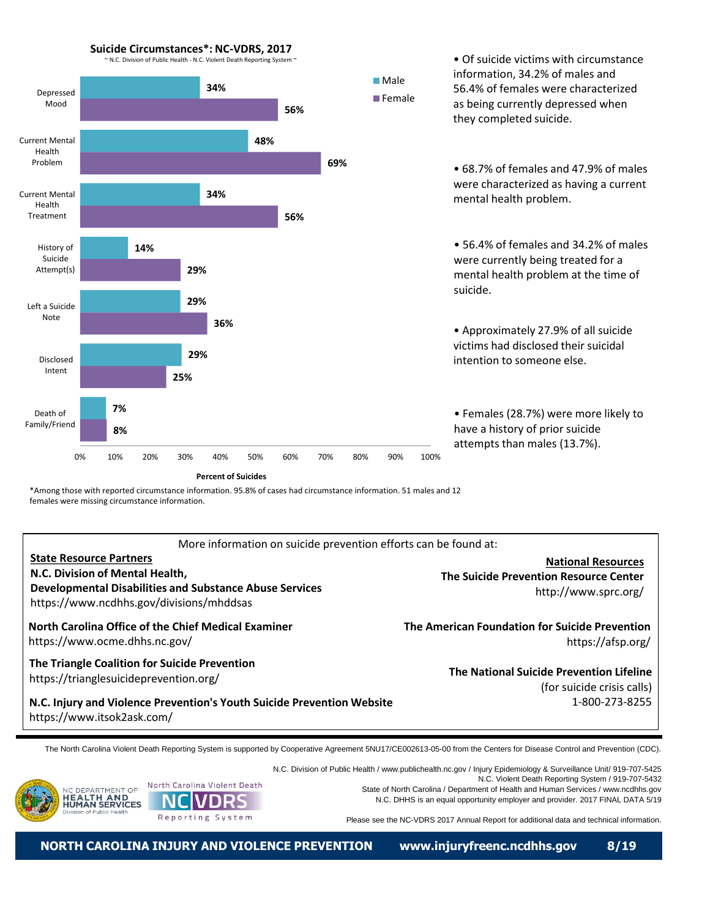**Suicide Circumstances*: NC-VDRS, 2017**

~ N.C. Division of Public Health - N.C. Violent Death Reporting System ~

Male
Female

Depressed Mood: 34% / 56%
Current Mental Health Problem: 48% / 69%
Current Mental Health Treatment: 34% / 56%
History of Suicide Attempt(s): 14% / 29%
Left a Suicide Note: 29% / 36%
Disclosed Intent: 29% / 25%
Death of Family/Friend: 7% / 8%

0% 10% 20% 30% 40% 50% 60% 70% 80% 90% 100%

Percent of Suicides

- Of suicide victims with circumstance information, 34.2% of males and 56.4% of females were characterized as being currently depressed when they completed suicide.
- 68.7% of females and 47.9% of males were characterized as having a current mental health problem.
- 56.4% of females and 34.2% of males were currently being treated for a mental health problem at the time of suicide.
- Approximately 27.9% of all suicide victims had disclosed their suicidal intention to someone else.
- Females (28.7%) were more likely to have a history of prior suicide attempts than males (13.7%).

*Among those with reported circumstance information. 95.8% of cases had circumstance information. 51 males and 12 females were missing circumstance information.

More information on suicide prevention efforts can be found at:

**State Resource Partners**

**N.C. Division of Mental Health, Developmental Disabilities and Substance Abuse Services**
https://www.ncdhhs.gov/divisions/mhddsas

**North Carolina Office of the Chief Medical Examiner**
https://www.ocme.dhhs.nc.gov/

**The Triangle Coalition for Suicide Prevention**
https://trianglesuicideprevention.org/

**N.C. Injury and Violence Prevention's Youth Suicide Prevention Website**
https://www.itsok2ask.com/

**National Resources**

**The Suicide Prevention Resource Center**
http://www.sprc.org/

**The American Foundation for Suicide Prevention**
https://afsp.org/

**The National Suicide Prevention Lifeline**
(for suicide crisis calls)
1-800-273-8255

The North Carolina Violent Death Reporting System is supported by Cooperative Agreement 5NU17/CE002613-05-00 from the Centers for Disease Control and Prevention (CDC).

N.C. Division of Public Health / www.publichealth.nc.gov / Injury Epidemiology & Surveillance Unit/ 919-707-5425
N.C. Violent Death Reporting System / 919-707-5432
State of North Carolina / Department of Health and Human Services / www.ncdhhs.gov
N.C. DHHS is an equal opportunity employer and provider. 2017 FINAL DATA 5/19

Please see the NC-VDRS 2017 Annual Report for additional data and technical information.

NC DEPARTMENT OF HEALTH AND HUMAN SERVICES Division of Public Health

North Carolina Violent Death NC VDRS Reporting System

**NORTH CAROLINA INJURY AND VIOLENCE PREVENTION** **www.injuryfreenc.ncdhhs.gov** **8/19**